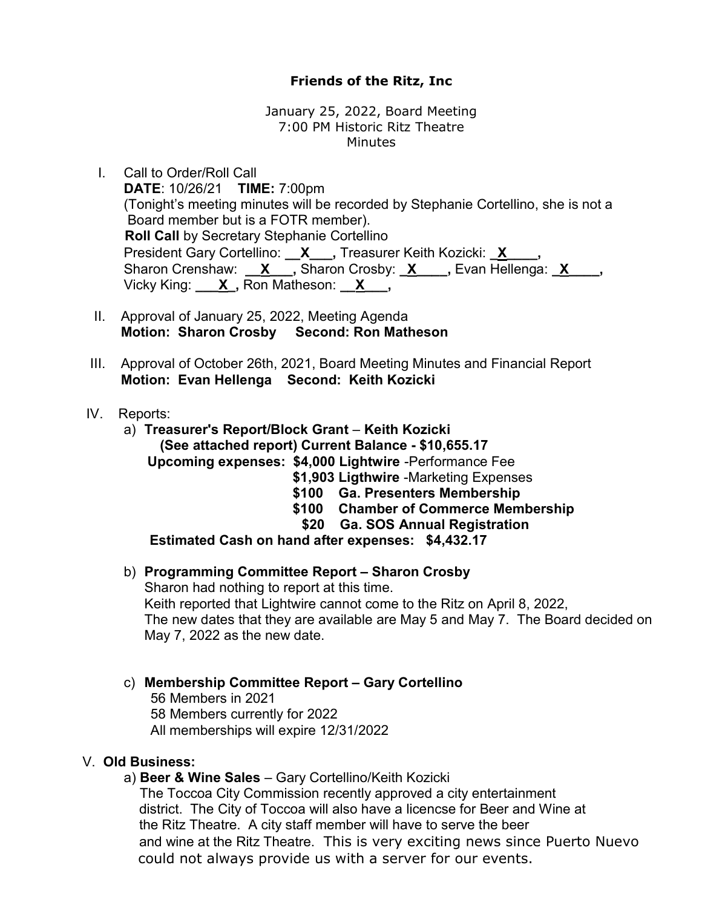**Friends of the Ritz, Inc**

January 25, 2022, Board Meeting
7:00 PM Historic Ritz Theatre
Minutes

I. Call to Order/Roll Call
   **DATE**: 10/26/21 **TIME:** 7:00pm
   (Tonight's meeting minutes will be recorded by Stephanie Cortellino, she is not a Board member but is a FOTR member).
   **Roll Call** by Secretary Stephanie Cortellino
   President Gary Cortellino: **__X___,** Treasurer Keith Kozicki: **_X____,**
   Sharon Crenshaw: **__X___,** Sharon Crosby: **_X____,** Evan Hellenga: **_X____,**
   Vicky King: **___X_,** Ron Matheson: **__X___,**

II. Approval of January 25, 2022, Meeting Agenda
   **Motion: Sharon Crosby Second: Ron Matheson**

III. Approval of October 26th, 2021, Board Meeting Minutes and Financial Report
   **Motion: Evan Hellenga Second: Keith Kozicki**

IV. Reports:

   a) **Treasurer's Report/Block Grant** – **Keith Kozicki**
      **(See attached report) Current Balance - $10,655.17**
      **Upcoming expenses: $4,000 Lightwire** -Performance Fee
      **$1,903 Ligthwire** -Marketing Expenses
      **$100 Ga. Presenters Membership**
      **$100 Chamber of Commerce Membership**
      **$20 Ga. SOS Annual Registration**
      **Estimated Cash on hand after expenses: $4,432.17**

   b) **Programming Committee Report – Sharon Crosby**
      Sharon had nothing to report at this time.
      Keith reported that Lightwire cannot come to the Ritz on April 8, 2022,
      The new dates that they are available are May 5 and May 7. The Board decided on May 7, 2022 as the new date.

   c) **Membership Committee Report – Gary Cortellino**
      56 Members in 2021
      58 Members currently for 2022
      All memberships will expire 12/31/2022

V. **Old Business:**

   a) **Beer & Wine Sales** – Gary Cortellino/Keith Kozicki
      The Toccoa City Commission recently approved a city entertainment district. The City of Toccoa will also have a licencse for Beer and Wine at the Ritz Theatre. A city staff member will have to serve the beer and wine at the Ritz Theatre. This is very exciting news since Puerto Nuevo could not always provide us with a server for our events.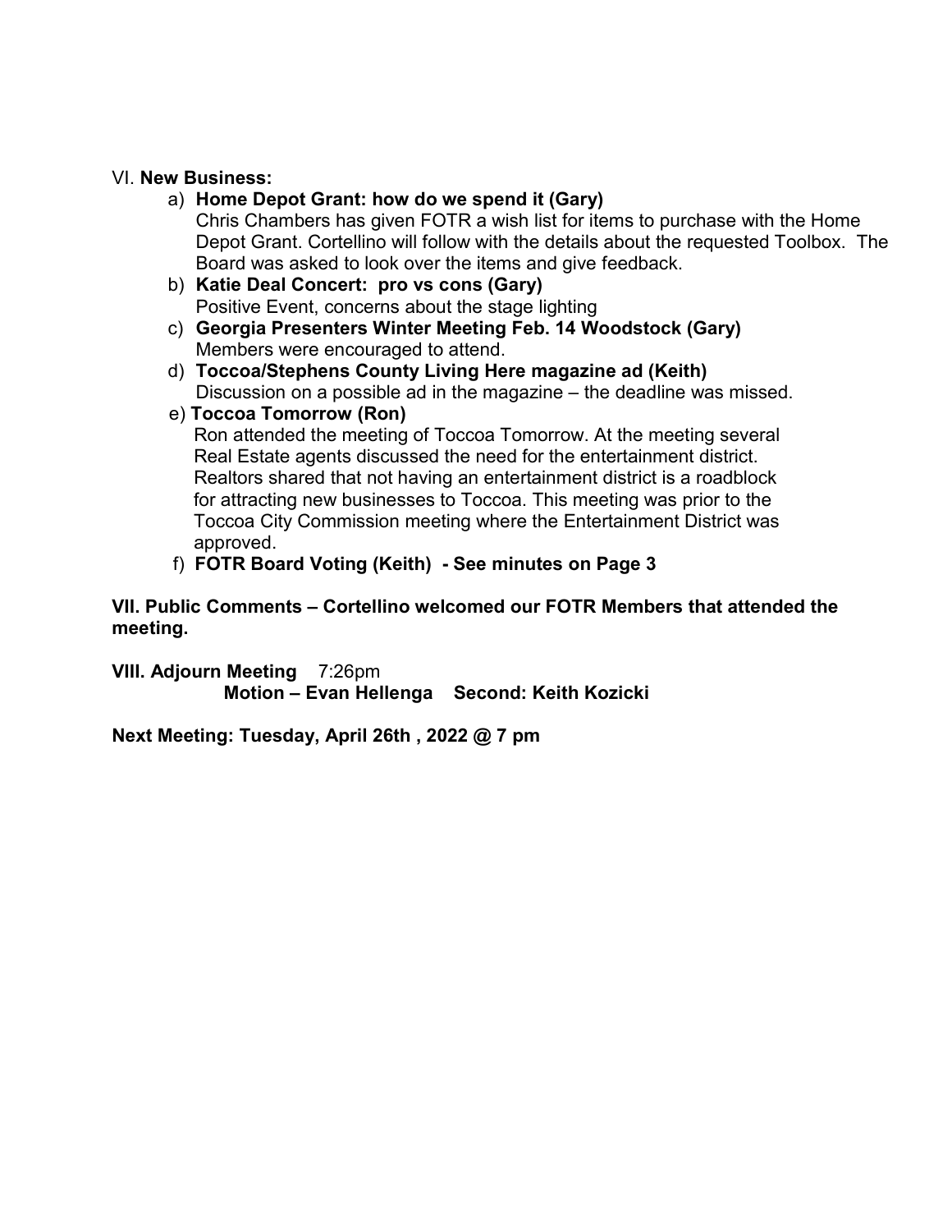VI. **New Business:**

a) **Home Depot Grant: how do we spend it (Gary)**
   Chris Chambers has given FOTR a wish list for items to purchase with the Home Depot Grant. Cortellino will follow with the details about the requested Toolbox. The Board was asked to look over the items and give feedback.

b) **Katie Deal Concert: pro vs cons (Gary)**
   Positive Event, concerns about the stage lighting

c) **Georgia Presenters Winter Meeting Feb. 14 Woodstock (Gary)**
   Members were encouraged to attend.

d) **Toccoa/Stephens County Living Here magazine ad (Keith)**
   Discussion on a possible ad in the magazine – the deadline was missed.

e) **Toccoa Tomorrow (Ron)**
   Ron attended the meeting of Toccoa Tomorrow. At the meeting several Real Estate agents discussed the need for the entertainment district. Realtors shared that not having an entertainment district is a roadblock for attracting new businesses to Toccoa. This meeting was prior to the Toccoa City Commission meeting where the Entertainment District was approved.

f) **FOTR Board Voting (Keith) - See minutes on Page 3**

**VII. Public Comments – Cortellino welcomed our FOTR Members that attended the meeting.**

**VIII. Adjourn Meeting** 7:26pm
**Motion – Evan Hellenga Second: Keith Kozicki**

**Next Meeting: Tuesday, April 26th , 2022 @ 7 pm**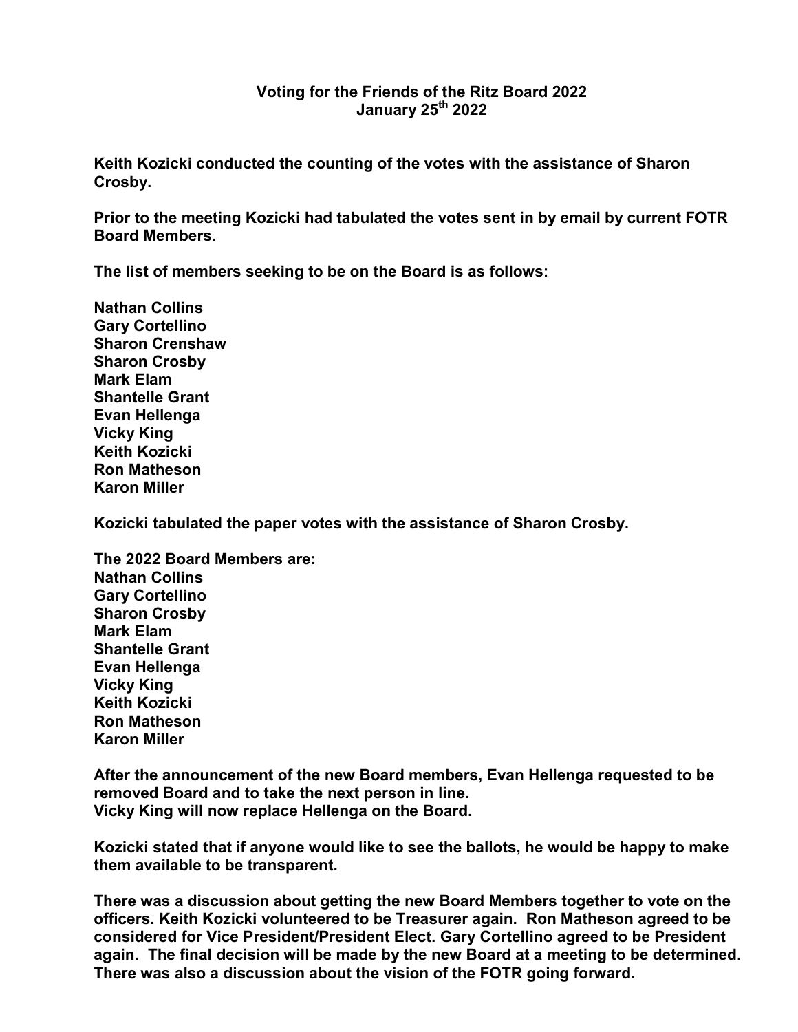# Voting for the Friends of the Ritz Board 2022
## January 25th 2022

**Keith Kozicki conducted the counting of the votes with the assistance of Sharon Crosby.**

**Prior to the meeting Kozicki had tabulated the votes sent in by email by current FOTR Board Members.**

**The list of members seeking to be on the Board is as follows:**

**Nathan Collins**
**Gary Cortellino**
**Sharon Crenshaw**
**Sharon Crosby**
**Mark Elam**
**Shantelle Grant**
**Evan Hellenga**
**Vicky King**
**Keith Kozicki**
**Ron Matheson**
**Karon Miller**

**Kozicki tabulated the paper votes with the assistance of Sharon Crosby.**

**The 2022 Board Members are:**
**Nathan Collins**
**Gary Cortellino**
**Sharon Crosby**
**Mark Elam**
**Shantelle Grant**
**~~Evan Hellenga~~**
**Vicky King**
**Keith Kozicki**
**Ron Matheson**
**Karon Miller**

**After the announcement of the new Board members, Evan Hellenga requested to be removed Board and to take the next person in line.**
**Vicky King will now replace Hellenga on the Board.**

**Kozicki stated that if anyone would like to see the ballots, he would be happy to make them available to be transparent.**

**There was a discussion about getting the new Board Members together to vote on the officers. Keith Kozicki volunteered to be Treasurer again. Ron Matheson agreed to be considered for Vice President/President Elect. Gary Cortellino agreed to be President again. The final decision will be made by the new Board at a meeting to be determined. There was also a discussion about the vision of the FOTR going forward.**